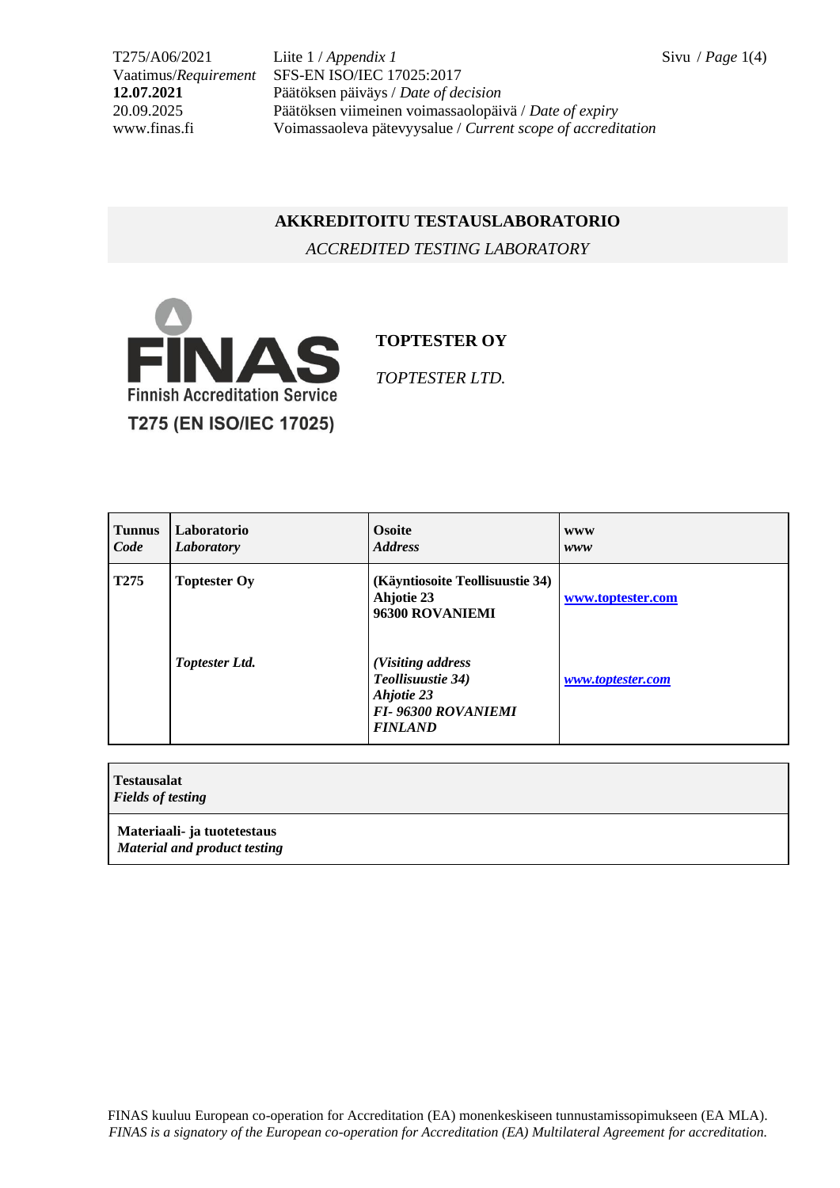T275/A06/2021 Liite 1 / *Appendix 1*
Vaatimus/*Requirement* SFS-EN ISO/IEC 17025:2017
**12.07.2021** Päätöksen päiväys / *Date of decision*
20.09.2025 Päätöksen viimeinen voimassaolopäivä / *Date of expiry*
www.finas.fi Voimassaoleva pätevyysalue / *Current scope of accreditation*

# AKKREDITOITU TESTAUSLABORATORIO
## *ACCREDITED TESTING LABORATORY*

FINAS
Finnish Accreditation Service
T275 (EN ISO/IEC 17025)

**TOPTESTER OY**

*TOPTESTER LTD.*

| **Tunnus** *Code* | **Laboratorio** *Laboratory* | **Osoite** *Address* | **www** *www* |
|---|---|---|---|
| **T275** | **Toptester Oy** | **(Käyntiosoite Teollisuustie 34) Ahjotie 23 96300 ROVANIEMI** | **www.toptester.com** |
| | ***Toptester Ltd.*** | ***(Visiting address Teollisuustie 34) Ahjotie 23 FI- 96300 ROVANIEMI FINLAND*** | ***www.toptester.com*** |

| **Testausalat** *Fields of testing* |
|---|
| **Materiaali- ja tuotetestaus** ***Material and product testing*** |

FINAS kuuluu European co-operation for Accreditation (EA) monenkeskiseen tunnustamissopimukseen (EA MLA).
*FINAS is a signatory of the European co-operation for Accreditation (EA) Multilateral Agreement for accreditation.*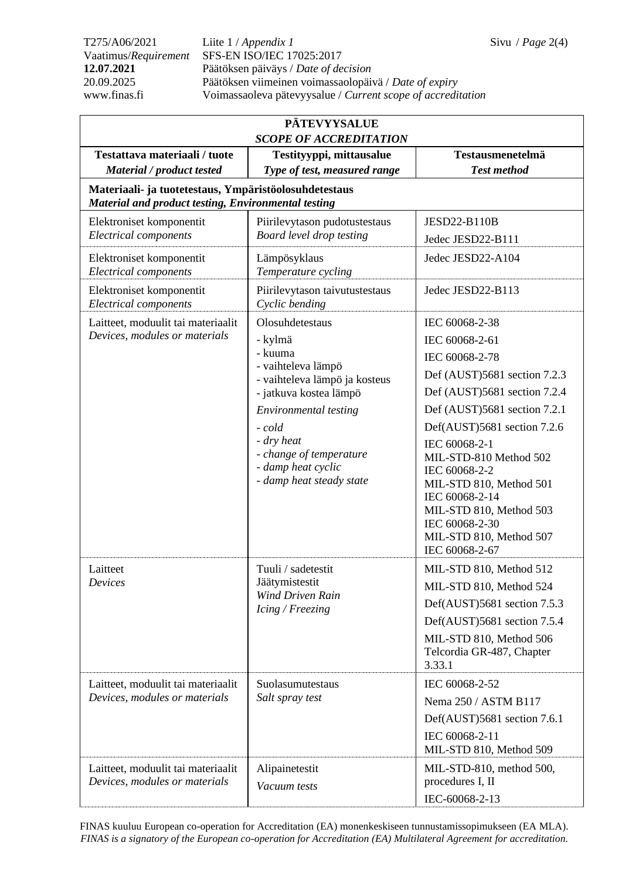T275/A06/2021 Liite 1 / *Appendix 1*
Vaatimus/*Requirement* SFS-EN ISO/IEC 17025:2017
**12.07.2021** Päätöksen päiväys / *Date of decision*
20.09.2025 Päätöksen viimeinen voimassaolopäivä / *Date of expiry*
www.finas.fi Voimassaoleva pätevyysalue / *Current scope of accreditation*

| **PÄTEVYYSALUE** *SCOPE OF ACCREDITATION* | | |
|---|---|---|
| **Testattava materiaali / tuote** *Material / product tested* | **Testityyppi, mittausalue** *Type of test, measured range* | **Testausmenetelmä** *Test method* |
| **Materiaali- ja tuotetestaus, Ympäristöolosuhdetestaus** *Material and product testing, Environmental testing* | | |
| Elektroniset komponentit *Electrical components* | Piirilevytason pudotustestaus *Board level drop testing* | JESD22-B110B<br>Jedec JESD22-B111 |
| Elektroniset komponentit *Electrical components* | Lämpösyklaus *Temperature cycling* | Jedec JESD22-A104 |
| Elektroniset komponentit *Electrical components* | Piirilevytason taivutustestaus *Cyclic bending* | Jedec JESD22-B113 |
| Laitteet, moduulit tai materiaalit *Devices, modules or materials* | Olosuhdetestaus<br>- kylmä<br>- kuuma<br>- vaihteleva lämpö<br>- vaihteleva lämpö ja kosteus<br>- jatkuva kostea lämpö<br>*Environmental testing*<br>*- cold*<br>*- dry heat*<br>*- change of temperature*<br>*- damp heat cyclic*<br>*- damp heat steady state* | IEC 60068-2-38<br>IEC 60068-2-61<br>IEC 60068-2-78<br>Def (AUST)5681 section 7.2.3<br>Def (AUST)5681 section 7.2.4<br>Def (AUST)5681 section 7.2.1<br>Def(AUST)5681 section 7.2.6<br>IEC 60068-2-1<br>MIL-STD-810 Method 502<br>IEC 60068-2-2<br>MIL-STD 810, Method 501<br>IEC 60068-2-14<br>MIL-STD 810, Method 503<br>IEC 60068-2-30<br>MIL-STD 810, Method 507<br>IEC 60068-2-67 |
| Laitteet *Devices* | Tuuli / sadetestit<br>Jäätymistestit<br>*Wind Driven Rain*<br>*Icing / Freezing* | MIL-STD 810, Method 512<br>MIL-STD 810, Method 524<br>Def(AUST)5681 section 7.5.3<br>Def(AUST)5681 section 7.5.4<br>MIL-STD 810, Method 506<br>Telcordia GR-487, Chapter 3.33.1 |
| Laitteet, moduulit tai materiaalit *Devices, modules or materials* | Suolasumutestaus *Salt spray test* | IEC 60068-2-52<br>Nema 250 / ASTM B117<br>Def(AUST)5681 section 7.6.1<br>IEC 60068-2-11<br>MIL-STD 810, Method 509 |
| Laitteet, moduulit tai materiaalit *Devices, modules or materials* | Alipainetestit<br>*Vacuum tests* | MIL-STD-810, method 500, procedures I, II<br>IEC-60068-2-13 |

FINAS kuuluu European co-operation for Accreditation (EA) monenkeskiseen tunnustamissopimukseen (EA MLA).
*FINAS is a signatory of the European co-operation for Accreditation (EA) Multilateral Agreement for accreditation.*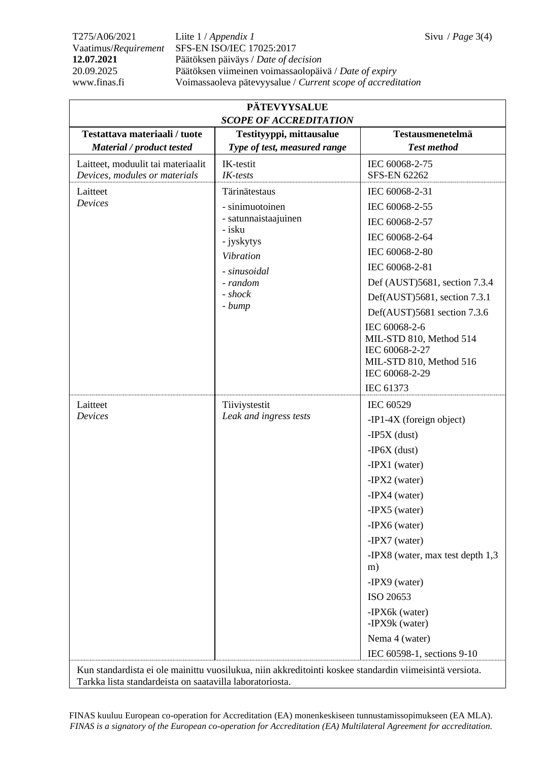T275/A06/2021 Liite 1 / *Appendix 1*
Vaatimus/*Requirement* SFS-EN ISO/IEC 17025:2017
**12.07.2021** Päätöksen päiväys / *Date of decision*
20.09.2025 Päätöksen viimeinen voimassaolopäivä / *Date of expiry*
www.finas.fi Voimassaoleva pätevyysalue / *Current scope of accreditation*

| **PÄTEVYYSALUE** *SCOPE OF ACCREDITATION* | | |
|---|---|---|
| **Testattava materiaali / tuote** ***Material / product tested*** | **Testityyppi, mittausalue** ***Type of test, measured range*** | **Testausmenetelmä** ***Test method*** |
| Laitteet, moduulit tai materiaalit *Devices, modules or materials* | IK-testit *IK-tests* | IEC 60068-2-75<br>SFS-EN 62262 |
| Laitteet *Devices* | Tärinätestaus<br>- sinimuotoinen<br>- satunnaistaajuinen<br>- isku<br>- jyskytys<br>*Vibration*<br>*- sinusoidal*<br>*- random*<br>*- shock*<br>*- bump* | IEC 60068-2-31<br>IEC 60068-2-55<br>IEC 60068-2-57<br>IEC 60068-2-64<br>IEC 60068-2-80<br>IEC 60068-2-81<br>Def (AUST)5681, section 7.3.4<br>Def(AUST)5681, section 7.3.1<br>Def(AUST)5681 section 7.3.6<br>IEC 60068-2-6<br>MIL-STD 810, Method 514<br>IEC 60068-2-27<br>MIL-STD 810, Method 516<br>IEC 60068-2-29<br>IEC 61373 |
| Laitteet *Devices* | Tiiviystestit *Leak and ingress tests* | IEC 60529<br>-IP1-4X (foreign object)<br>-IP5X (dust)<br>-IP6X (dust)<br>-IPX1 (water)<br>-IPX2 (water)<br>-IPX4 (water)<br>-IPX5 (water)<br>-IPX6 (water)<br>-IPX7 (water)<br>-IPX8 (water, max test depth 1,3 m)<br>-IPX9 (water)<br>ISO 20653<br>-IPX6k (water)<br>-IPX9k (water)<br>Nema 4 (water)<br>IEC 60598-1, sections 9-10 |

Kun standardista ei ole mainittu vuosilukua, niin akkreditointi koskee standardin viimeisintä versiota. Tarkka lista standardeista on saatavilla laboratoriosta.

FINAS kuuluu European co-operation for Accreditation (EA) monenkeskiseen tunnustamissopimukseen (EA MLA).
*FINAS is a signatory of the European co-operation for Accreditation (EA) Multilateral Agreement for accreditation.*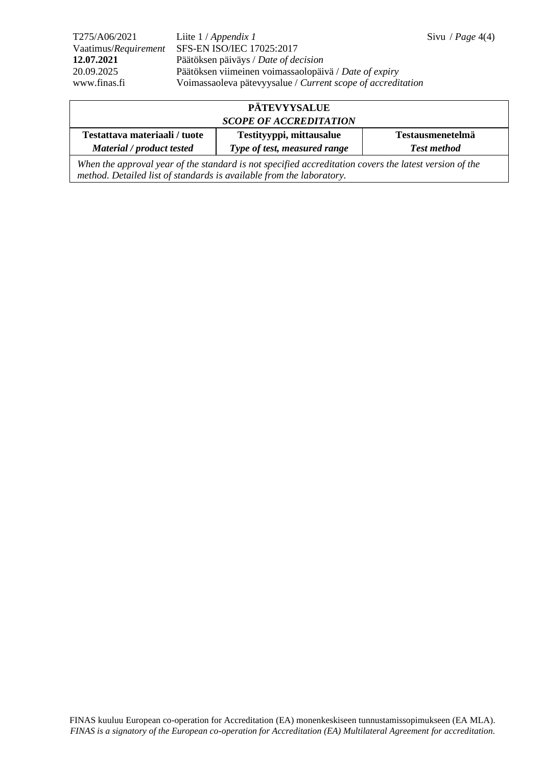| PÄTEVYYSALUE<br>*SCOPE OF ACCREDITATION* | | |
|---|---|---|
| **Testattava materiaali / tuote**<br>***Material / product tested*** | **Testityyppi, mittausalue**<br>***Type of test, measured range*** | **Testausmenetelmä**<br>***Test method*** |
| *When the approval year of the standard is not specified accreditation covers the latest version of the method. Detailed list of standards is available from the laboratory.* | | |

FINAS kuuluu European co-operation for Accreditation (EA) monenkeskiseen tunnustamissopimukseen (EA MLA).
*FINAS is a signatory of the European co-operation for Accreditation (EA) Multilateral Agreement for accreditation.*